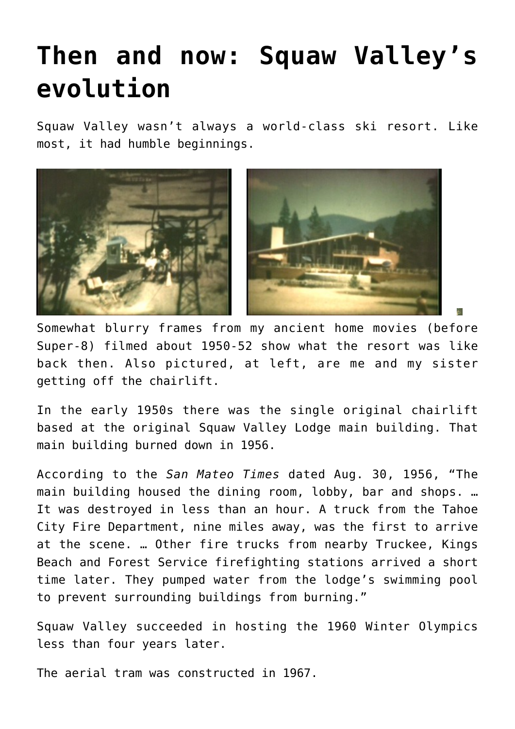# Then and now: Squaw Valley's evolution

Squaw Valley wasn't always a world-class ski resort. Like most, it had humble beginnings.

Somewhat blurry frames from my ancient home movies (before Super-8) filmed about 1950-52 show what the resort was like back then. Also pictured, at left, are me and my sister getting off the chairlift.

In the early 1950s there was the single original chairlift based at the original Squaw Valley Lodge main building. That main building burned down in 1956.

According to the *San Mateo Times* dated Aug. 30, 1956, "The main building housed the dining room, lobby, bar and shops. … It was destroyed in less than an hour. A truck from the Tahoe City Fire Department, nine miles away, was the first to arrive at the scene. … Other fire trucks from nearby Truckee, Kings Beach and Forest Service firefighting stations arrived a short time later. They pumped water from the lodge's swimming pool to prevent surrounding buildings from burning."

Squaw Valley succeeded in hosting the 1960 Winter Olympics less than four years later.

The aerial tram was constructed in 1967.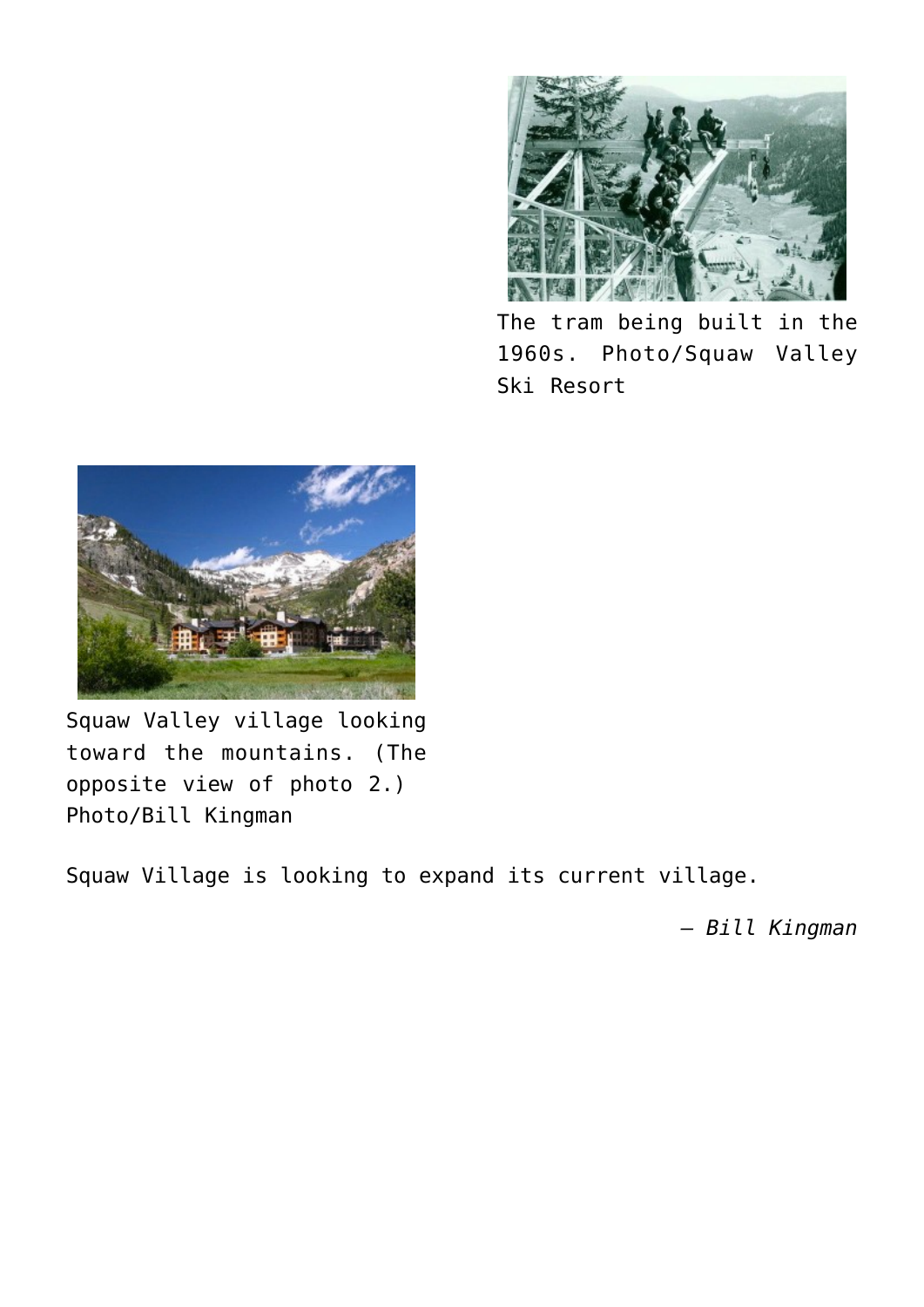The tram being built in the 1960s. Photo/Squaw Valley Ski Resort

Squaw Valley village looking toward the mountains. (The opposite view of photo 2.) Photo/Bill Kingman

Squaw Village is looking to expand its current village.

*– Bill Kingman*